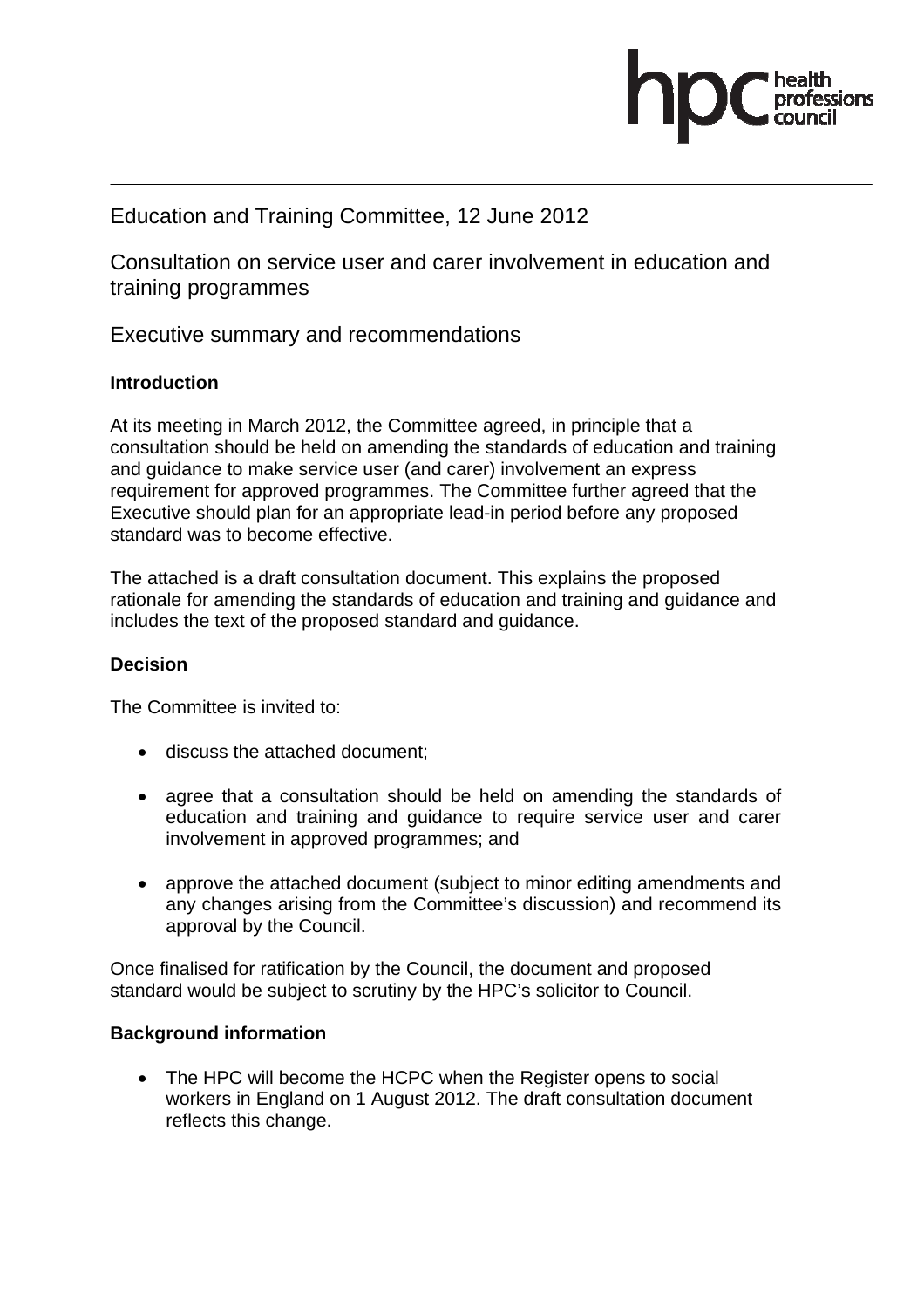Education and Training Committee, 12 June 2012

# Consultation on service user and carer involvement in education and training programmes

## Executive summary and recommendations

### Introduction

At its meeting in March 2012, the Committee agreed, in principle that a consultation should be held on amending the standards of education and training and guidance to make service user (and carer) involvement an express requirement for approved programmes. The Committee further agreed that the Executive should plan for an appropriate lead-in period before any proposed standard was to become effective.

The attached is a draft consultation document. This explains the proposed rationale for amending the standards of education and training and guidance and includes the text of the proposed standard and guidance.

### Decision

The Committee is invited to:

- discuss the attached document;
- agree that a consultation should be held on amending the standards of education and training and guidance to require service user and carer involvement in approved programmes; and
- approve the attached document (subject to minor editing amendments and any changes arising from the Committee's discussion) and recommend its approval by the Council.

Once finalised for ratification by the Council, the document and proposed standard would be subject to scrutiny by the HPC's solicitor to Council.

### Background information

- The HPC will become the HCPC when the Register opens to social workers in England on 1 August 2012. The draft consultation document reflects this change.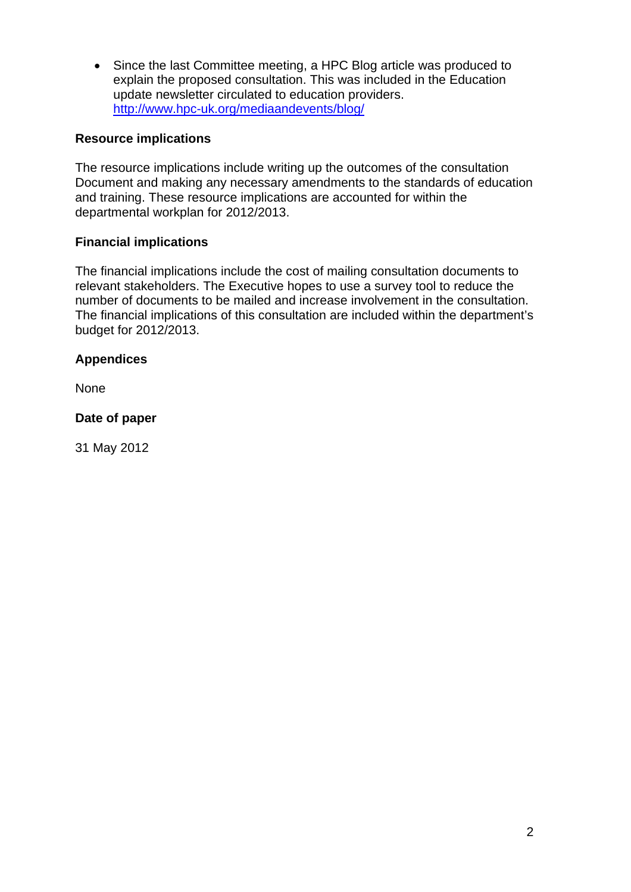- Since the last Committee meeting, a HPC Blog article was produced to explain the proposed consultation. This was included in the Education update newsletter circulated to education providers. [http://www.hpc-uk.org/mediaandevents/blog/](http://www.hpc-uk.org/mediaandevents/blog/)

**Resource implications**

The resource implications include writing up the outcomes of the consultation Document and making any necessary amendments to the standards of education and training. These resource implications are accounted for within the departmental workplan for 2012/2013.

**Financial implications**

The financial implications include the cost of mailing consultation documents to relevant stakeholders. The Executive hopes to use a survey tool to reduce the number of documents to be mailed and increase involvement in the consultation. The financial implications of this consultation are included within the department's budget for 2012/2013.

**Appendices**

None

**Date of paper**

31 May 2012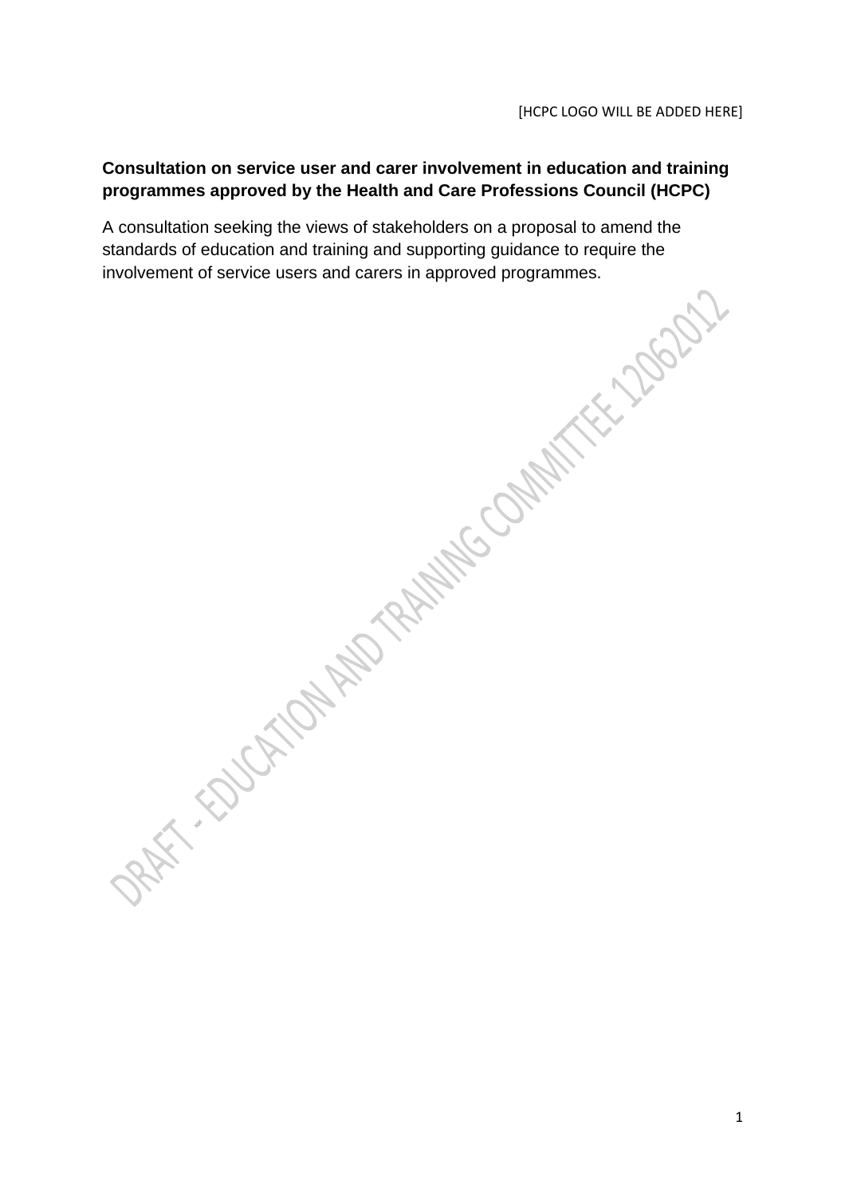[HCPC LOGO WILL BE ADDED HERE]

**Consultation on service user and carer involvement in education and training programmes approved by the Health and Care Professions Council (HCPC)**

A consultation seeking the views of stakeholders on a proposal to amend the standards of education and training and supporting guidance to require the involvement of service users and carers in approved programmes.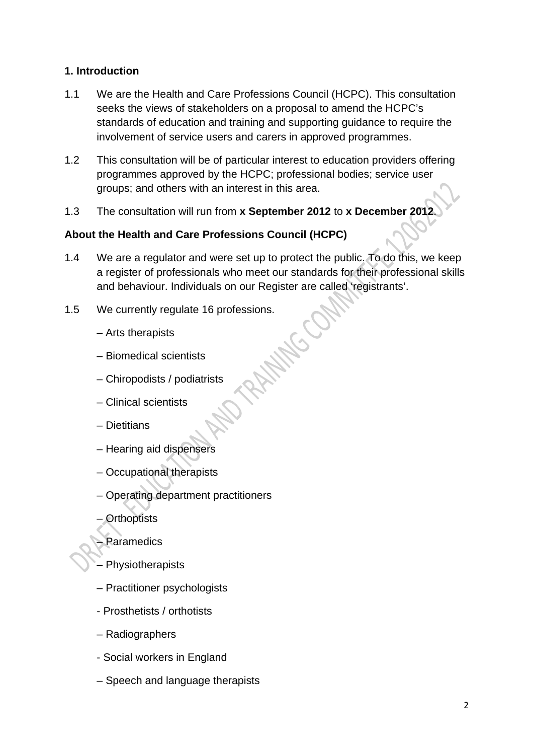## 1. Introduction

1.1 We are the Health and Care Professions Council (HCPC). This consultation seeks the views of stakeholders on a proposal to amend the HCPC's standards of education and training and supporting guidance to require the involvement of service users and carers in approved programmes.

1.2 This consultation will be of particular interest to education providers offering programmes approved by the HCPC; professional bodies; service user groups; and others with an interest in this area.

1.3 The consultation will run from **x September 2012** to **x December 2012**.

### About the Health and Care Professions Council (HCPC)

1.4 We are a regulator and were set up to protect the public. To do this, we keep a register of professionals who meet our standards for their professional skills and behaviour. Individuals on our Register are called 'registrants'.

1.5 We currently regulate 16 professions.

– Arts therapists

– Biomedical scientists

– Chiropodists / podiatrists

– Clinical scientists

– Dietitians

– Hearing aid dispensers

– Occupational therapists

– Operating department practitioners

– Orthoptists

– Paramedics

– Physiotherapists

– Practitioner psychologists

- Prosthetists / orthotists

– Radiographers

- Social workers in England

– Speech and language therapists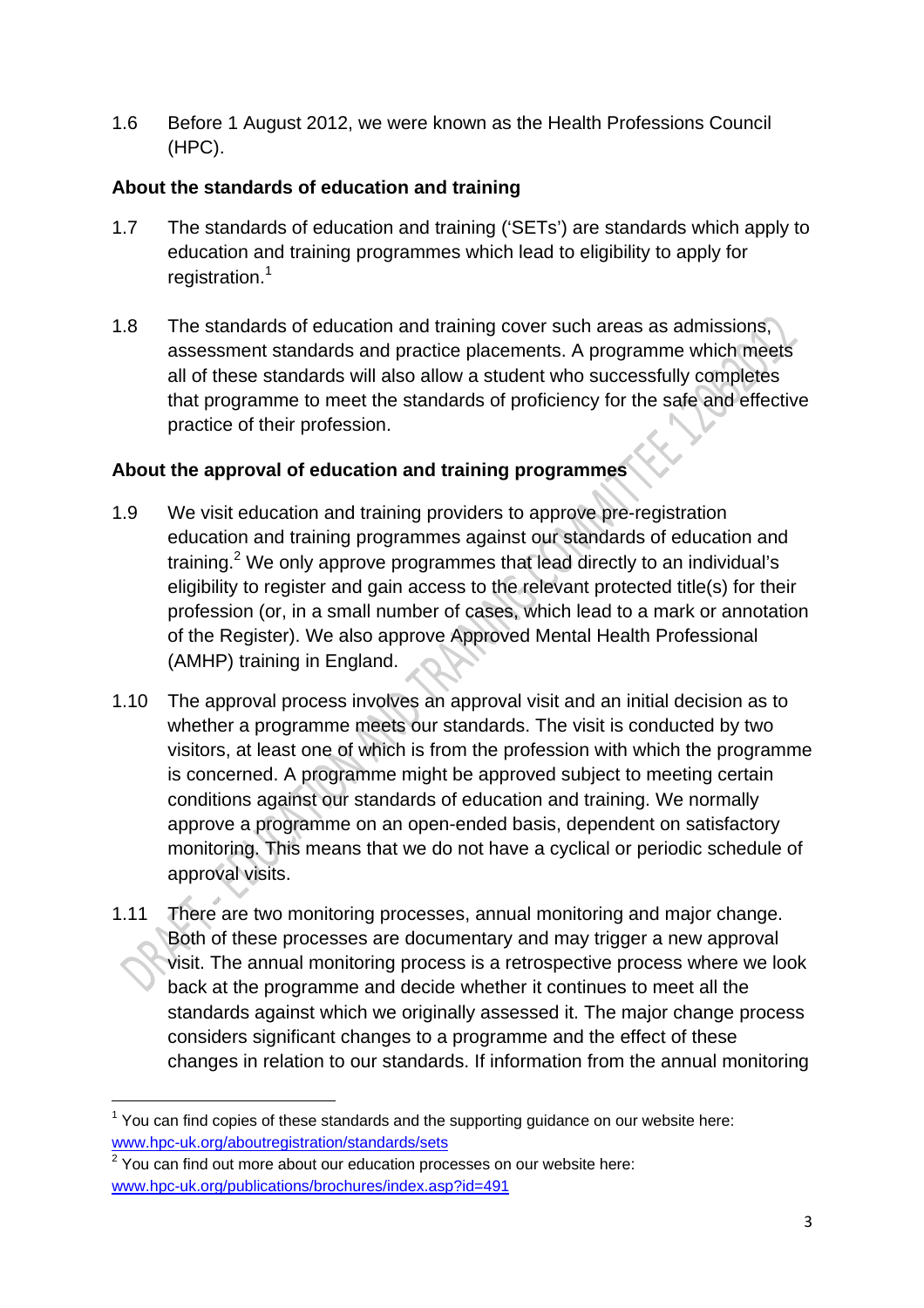1.6 Before 1 August 2012, we were known as the Health Professions Council (HPC).

**About the standards of education and training**

1.7 The standards of education and training ('SETs') are standards which apply to education and training programmes which lead to eligibility to apply for registration.[1]

1.8 The standards of education and training cover such areas as admissions, assessment standards and practice placements. A programme which meets all of these standards will also allow a student who successfully completes that programme to meet the standards of proficiency for the safe and effective practice of their profession.

**About the approval of education and training programmes**

1.9 We visit education and training providers to approve pre-registration education and training programmes against our standards of education and training.[2] We only approve programmes that lead directly to an individual's eligibility to register and gain access to the relevant protected title(s) for their profession (or, in a small number of cases, which lead to a mark or annotation of the Register). We also approve Approved Mental Health Professional (AMHP) training in England.

1.10 The approval process involves an approval visit and an initial decision as to whether a programme meets our standards. The visit is conducted by two visitors, at least one of which is from the profession with which the programme is concerned. A programme might be approved subject to meeting certain conditions against our standards of education and training. We normally approve a programme on an open-ended basis, dependent on satisfactory monitoring. This means that we do not have a cyclical or periodic schedule of approval visits.

1.11 There are two monitoring processes, annual monitoring and major change. Both of these processes are documentary and may trigger a new approval visit. The annual monitoring process is a retrospective process where we look back at the programme and decide whether it continues to meet all the standards against which we originally assessed it. The major change process considers significant changes to a programme and the effect of these changes in relation to our standards. If information from the annual monitoring

---

[1] You can find copies of these standards and the supporting guidance on our website here: www.hpc-uk.org/aboutregistration/standards/sets

[2] You can find out more about our education processes on our website here: www.hpc-uk.org/publications/brochures/index.asp?id=491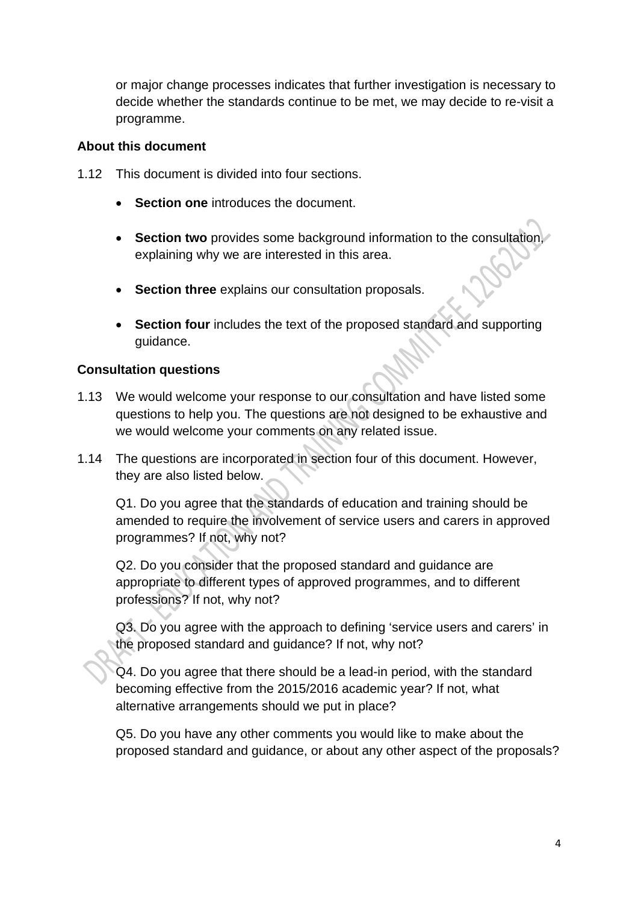or major change processes indicates that further investigation is necessary to decide whether the standards continue to be met, we may decide to re-visit a programme.

**About this document**

1.12 This document is divided into four sections.

- **Section one** introduces the document.
- **Section two** provides some background information to the consultation, explaining why we are interested in this area.
- **Section three** explains our consultation proposals.
- **Section four** includes the text of the proposed standard and supporting guidance.

**Consultation questions**

1.13 We would welcome your response to our consultation and have listed some questions to help you. The questions are not designed to be exhaustive and we would welcome your comments on any related issue.

1.14 The questions are incorporated in section four of this document. However, they are also listed below.

Q1. Do you agree that the standards of education and training should be amended to require the involvement of service users and carers in approved programmes? If not, why not?

Q2. Do you consider that the proposed standard and guidance are appropriate to different types of approved programmes, and to different professions? If not, why not?

Q3. Do you agree with the approach to defining 'service users and carers' in the proposed standard and guidance? If not, why not?

Q4. Do you agree that there should be a lead-in period, with the standard becoming effective from the 2015/2016 academic year? If not, what alternative arrangements should we put in place?

Q5. Do you have any other comments you would like to make about the proposed standard and guidance, or about any other aspect of the proposals?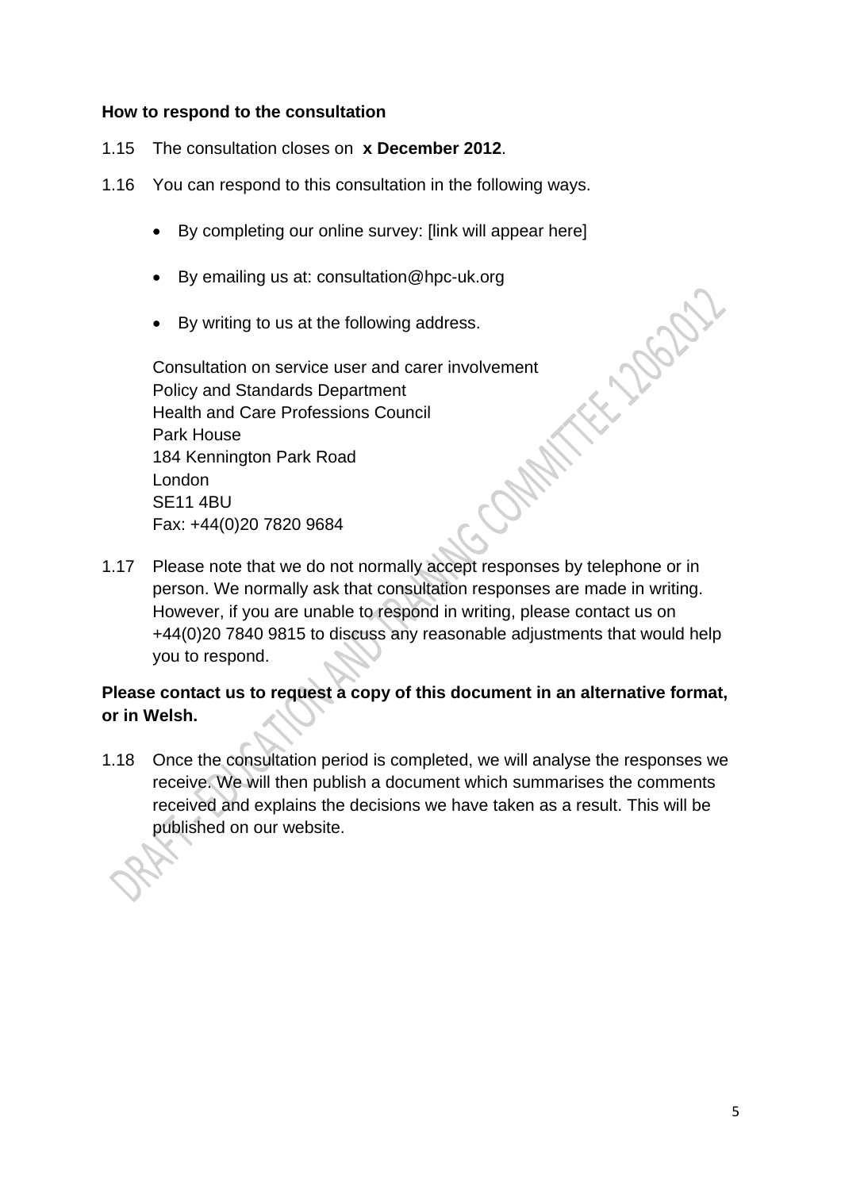**How to respond to the consultation**

1.15 The consultation closes on **x December 2012**.

1.16 You can respond to this consultation in the following ways.

- By completing our online survey: [link will appear here]

- By emailing us at: consultation@hpc-uk.org

- By writing to us at the following address.

Consultation on service user and carer involvement
Policy and Standards Department
Health and Care Professions Council
Park House
184 Kennington Park Road
London
SE11 4BU
Fax: +44(0)20 7820 9684

1.17 Please note that we do not normally accept responses by telephone or in person. We normally ask that consultation responses are made in writing. However, if you are unable to respond in writing, please contact us on +44(0)20 7840 9815 to discuss any reasonable adjustments that would help you to respond.

**Please contact us to request a copy of this document in an alternative format, or in Welsh.**

1.18 Once the consultation period is completed, we will analyse the responses we receive. We will then publish a document which summarises the comments received and explains the decisions we have taken as a result. This will be published on our website.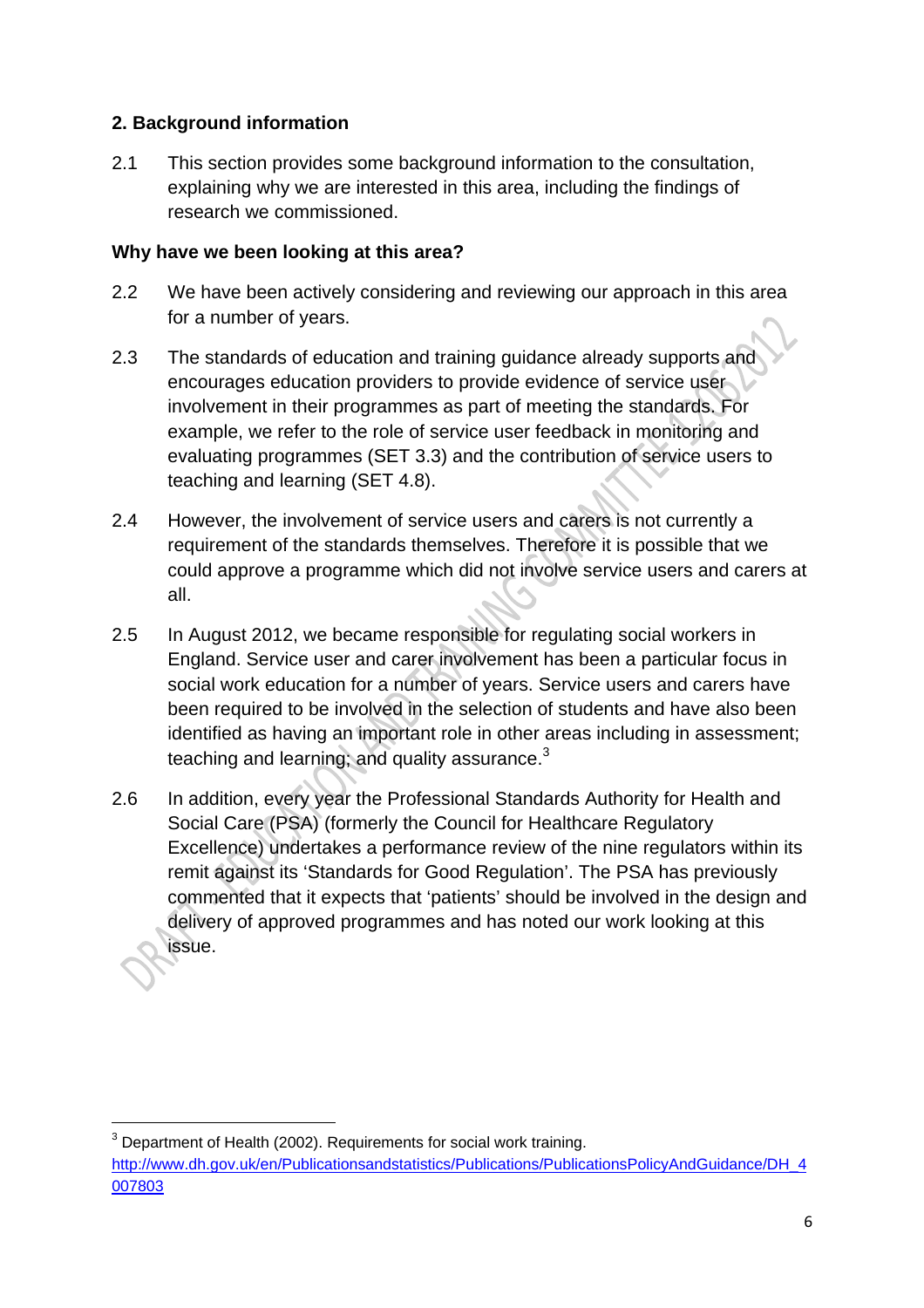## 2. Background information

2.1 This section provides some background information to the consultation, explaining why we are interested in this area, including the findings of research we commissioned.

### Why have we been looking at this area?

2.2 We have been actively considering and reviewing our approach in this area for a number of years.

2.3 The standards of education and training guidance already supports and encourages education providers to provide evidence of service user involvement in their programmes as part of meeting the standards. For example, we refer to the role of service user feedback in monitoring and evaluating programmes (SET 3.3) and the contribution of service users to teaching and learning (SET 4.8).

2.4 However, the involvement of service users and carers is not currently a requirement of the standards themselves. Therefore it is possible that we could approve a programme which did not involve service users and carers at all.

2.5 In August 2012, we became responsible for regulating social workers in England. Service user and carer involvement has been a particular focus in social work education for a number of years. Service users and carers have been required to be involved in the selection of students and have also been identified as having an important role in other areas including in assessment; teaching and learning; and quality assurance.[3]

2.6 In addition, every year the Professional Standards Authority for Health and Social Care (PSA) (formerly the Council for Healthcare Regulatory Excellence) undertakes a performance review of the nine regulators within its remit against its 'Standards for Good Regulation'. The PSA has previously commented that it expects that 'patients' should be involved in the design and delivery of approved programmes and has noted our work looking at this issue.

---

[3] Department of Health (2002). Requirements for social work training. http://www.dh.gov.uk/en/Publicationsandstatistics/Publications/PublicationsPolicyAndGuidance/DH_4007803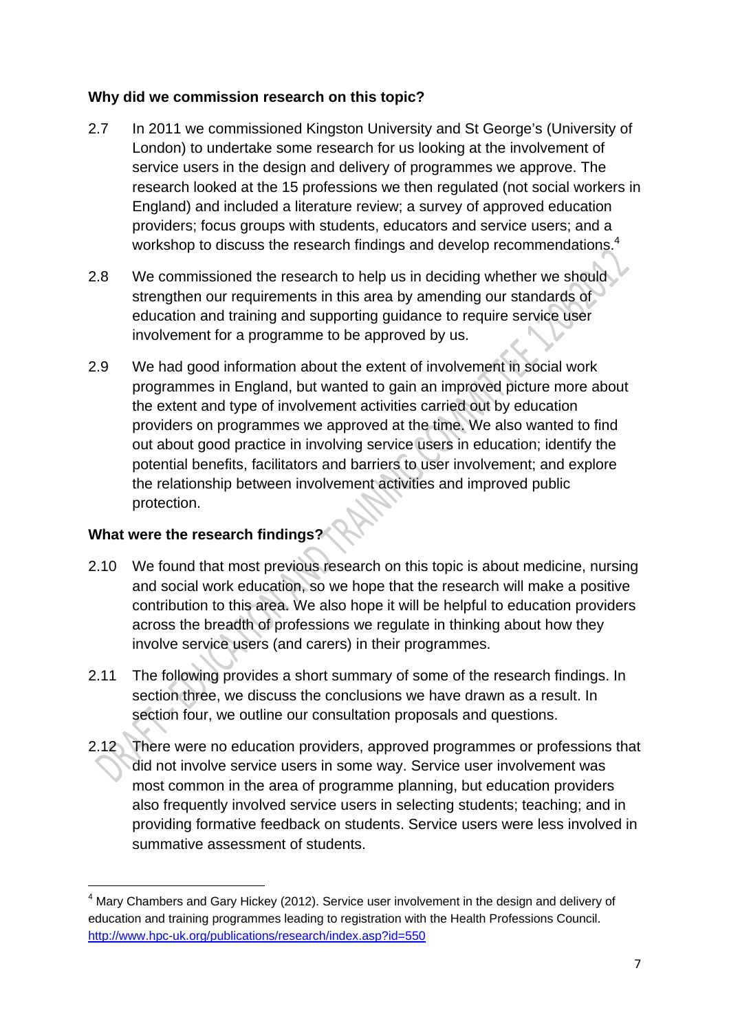### Why did we commission research on this topic?

2.7 In 2011 we commissioned Kingston University and St George's (University of London) to undertake some research for us looking at the involvement of service users in the design and delivery of programmes we approve. The research looked at the 15 professions we then regulated (not social workers in England) and included a literature review; a survey of approved education providers; focus groups with students, educators and service users; and a workshop to discuss the research findings and develop recommendations.[4]

2.8 We commissioned the research to help us in deciding whether we should strengthen our requirements in this area by amending our standards of education and training and supporting guidance to require service user involvement for a programme to be approved by us.

2.9 We had good information about the extent of involvement in social work programmes in England, but wanted to gain an improved picture more about the extent and type of involvement activities carried out by education providers on programmes we approved at the time. We also wanted to find out about good practice in involving service users in education; identify the potential benefits, facilitators and barriers to user involvement; and explore the relationship between involvement activities and improved public protection.

### What were the research findings?

2.10 We found that most previous research on this topic is about medicine, nursing and social work education, so we hope that the research will make a positive contribution to this area. We also hope it will be helpful to education providers across the breadth of professions we regulate in thinking about how they involve service users (and carers) in their programmes.

2.11 The following provides a short summary of some of the research findings. In section three, we discuss the conclusions we have drawn as a result. In section four, we outline our consultation proposals and questions.

2.12 There were no education providers, approved programmes or professions that did not involve service users in some way. Service user involvement was most common in the area of programme planning, but education providers also frequently involved service users in selecting students; teaching; and in providing formative feedback on students. Service users were less involved in summative assessment of students.

---

[4] Mary Chambers and Gary Hickey (2012). Service user involvement in the design and delivery of education and training programmes leading to registration with the Health Professions Council. http://www.hpc-uk.org/publications/research/index.asp?id=550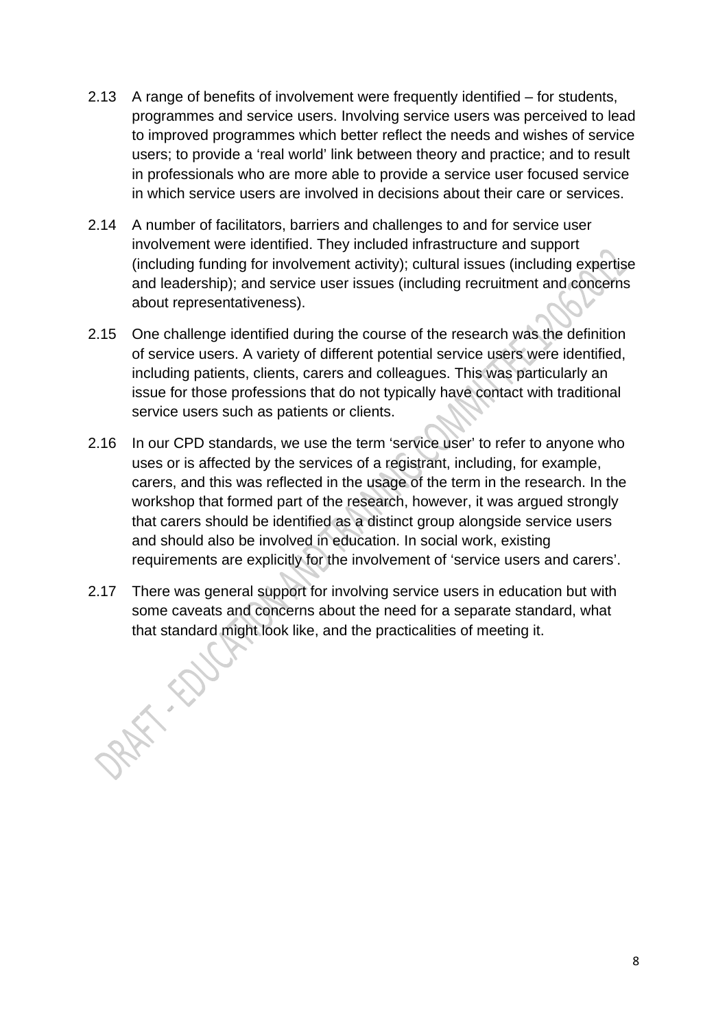2.13 A range of benefits of involvement were frequently identified – for students, programmes and service users. Involving service users was perceived to lead to improved programmes which better reflect the needs and wishes of service users; to provide a 'real world' link between theory and practice; and to result in professionals who are more able to provide a service user focused service in which service users are involved in decisions about their care or services.

2.14 A number of facilitators, barriers and challenges to and for service user involvement were identified. They included infrastructure and support (including funding for involvement activity); cultural issues (including expertise and leadership); and service user issues (including recruitment and concerns about representativeness).

2.15 One challenge identified during the course of the research was the definition of service users. A variety of different potential service users were identified, including patients, clients, carers and colleagues. This was particularly an issue for those professions that do not typically have contact with traditional service users such as patients or clients.

2.16 In our CPD standards, we use the term 'service user' to refer to anyone who uses or is affected by the services of a registrant, including, for example, carers, and this was reflected in the usage of the term in the research. In the workshop that formed part of the research, however, it was argued strongly that carers should be identified as a distinct group alongside service users and should also be involved in education. In social work, existing requirements are explicitly for the involvement of 'service users and carers'.

2.17 There was general support for involving service users in education but with some caveats and concerns about the need for a separate standard, what that standard might look like, and the practicalities of meeting it.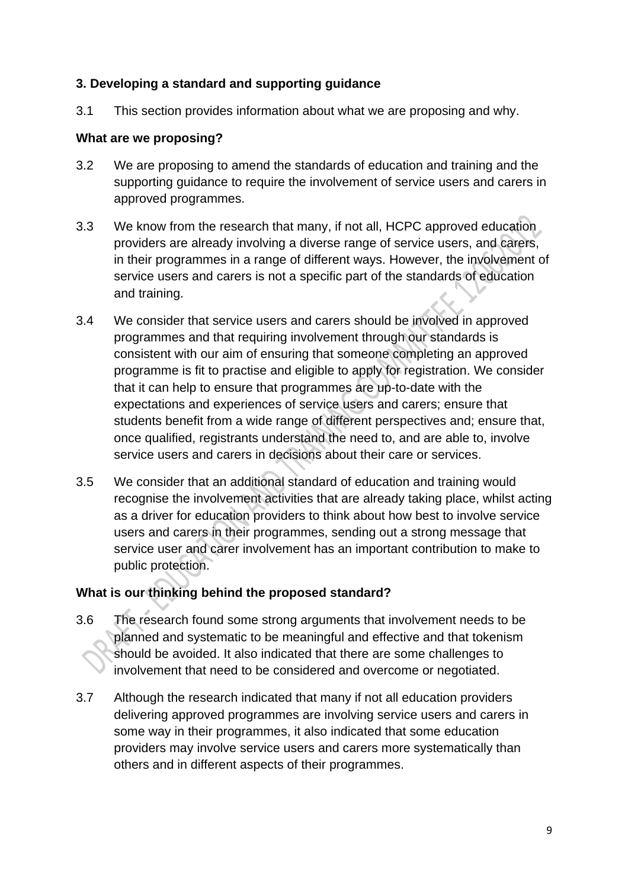### 3. Developing a standard and supporting guidance

3.1 This section provides information about what we are proposing and why.

**What are we proposing?**

3.2 We are proposing to amend the standards of education and training and the supporting guidance to require the involvement of service users and carers in approved programmes.

3.3 We know from the research that many, if not all, HCPC approved education providers are already involving a diverse range of service users, and carers, in their programmes in a range of different ways. However, the involvement of service users and carers is not a specific part of the standards of education and training.

3.4 We consider that service users and carers should be involved in approved programmes and that requiring involvement through our standards is consistent with our aim of ensuring that someone completing an approved programme is fit to practise and eligible to apply for registration. We consider that it can help to ensure that programmes are up-to-date with the expectations and experiences of service users and carers; ensure that students benefit from a wide range of different perspectives and; ensure that, once qualified, registrants understand the need to, and are able to, involve service users and carers in decisions about their care or services.

3.5 We consider that an additional standard of education and training would recognise the involvement activities that are already taking place, whilst acting as a driver for education providers to think about how best to involve service users and carers in their programmes, sending out a strong message that service user and carer involvement has an important contribution to make to public protection.

**What is our thinking behind the proposed standard?**

3.6 The research found some strong arguments that involvement needs to be planned and systematic to be meaningful and effective and that tokenism should be avoided. It also indicated that there are some challenges to involvement that need to be considered and overcome or negotiated.

3.7 Although the research indicated that many if not all education providers delivering approved programmes are involving service users and carers in some way in their programmes, it also indicated that some education providers may involve service users and carers more systematically than others and in different aspects of their programmes.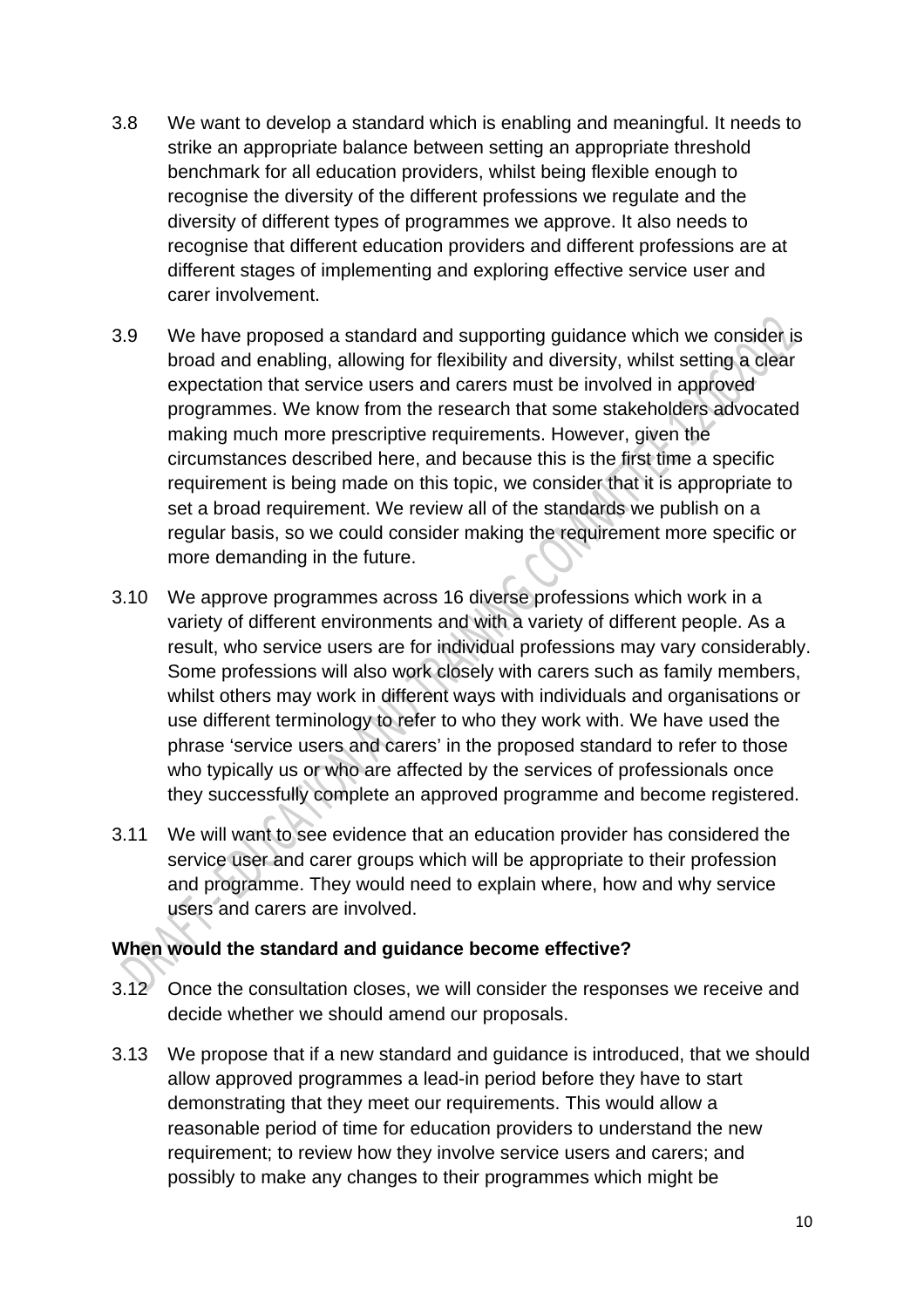3.8 We want to develop a standard which is enabling and meaningful. It needs to strike an appropriate balance between setting an appropriate threshold benchmark for all education providers, whilst being flexible enough to recognise the diversity of the different professions we regulate and the diversity of different types of programmes we approve. It also needs to recognise that different education providers and different professions are at different stages of implementing and exploring effective service user and carer involvement.

3.9 We have proposed a standard and supporting guidance which we consider is broad and enabling, allowing for flexibility and diversity, whilst setting a clear expectation that service users and carers must be involved in approved programmes. We know from the research that some stakeholders advocated making much more prescriptive requirements. However, given the circumstances described here, and because this is the first time a specific requirement is being made on this topic, we consider that it is appropriate to set a broad requirement. We review all of the standards we publish on a regular basis, so we could consider making the requirement more specific or more demanding in the future.

3.10 We approve programmes across 16 diverse professions which work in a variety of different environments and with a variety of different people. As a result, who service users are for individual professions may vary considerably. Some professions will also work closely with carers such as family members, whilst others may work in different ways with individuals and organisations or use different terminology to refer to who they work with. We have used the phrase 'service users and carers' in the proposed standard to refer to those who typically us or who are affected by the services of professionals once they successfully complete an approved programme and become registered.

3.11 We will want to see evidence that an education provider has considered the service user and carer groups which will be appropriate to their profession and programme. They would need to explain where, how and why service users and carers are involved.

**When would the standard and guidance become effective?**

3.12 Once the consultation closes, we will consider the responses we receive and decide whether we should amend our proposals.

3.13 We propose that if a new standard and guidance is introduced, that we should allow approved programmes a lead-in period before they have to start demonstrating that they meet our requirements. This would allow a reasonable period of time for education providers to understand the new requirement; to review how they involve service users and carers; and possibly to make any changes to their programmes which might be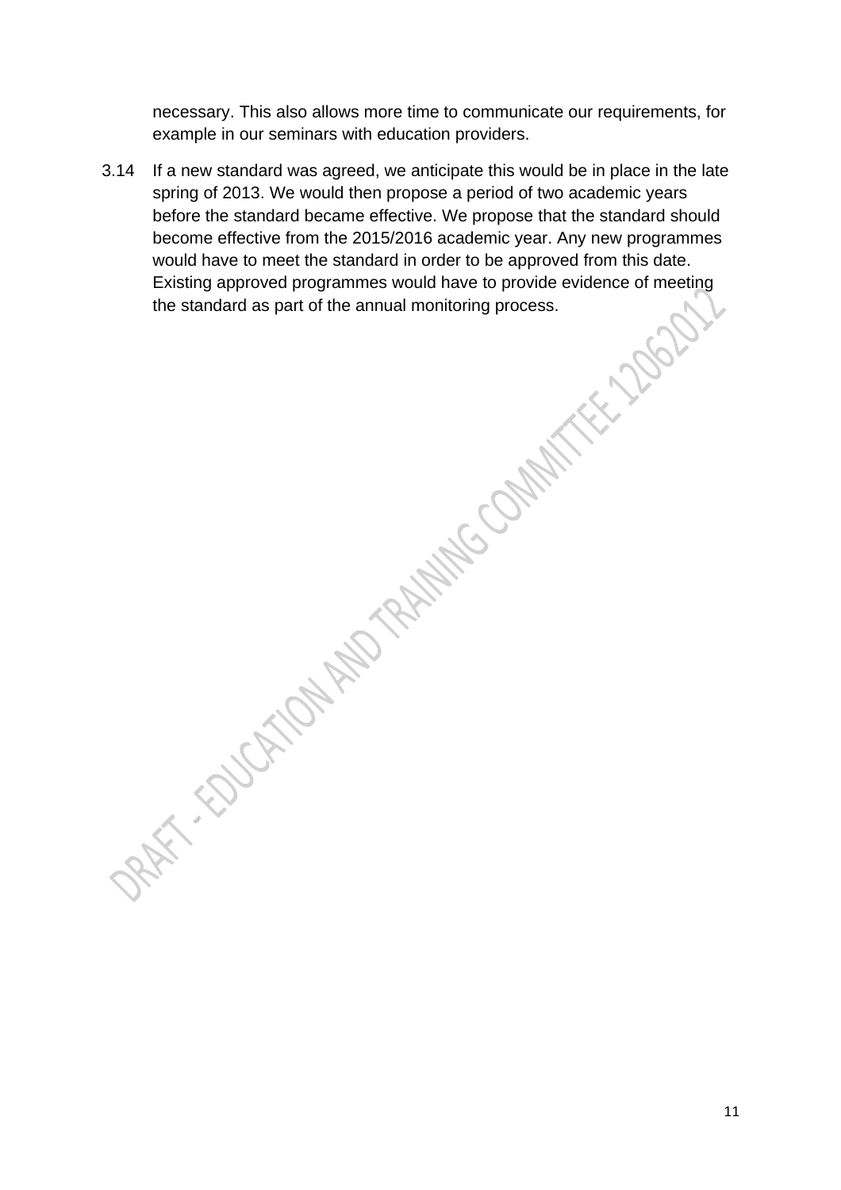necessary. This also allows more time to communicate our requirements, for example in our seminars with education providers.

3.14 If a new standard was agreed, we anticipate this would be in place in the late spring of 2013. We would then propose a period of two academic years before the standard became effective. We propose that the standard should become effective from the 2015/2016 academic year. Any new programmes would have to meet the standard in order to be approved from this date. Existing approved programmes would have to provide evidence of meeting the standard as part of the annual monitoring process.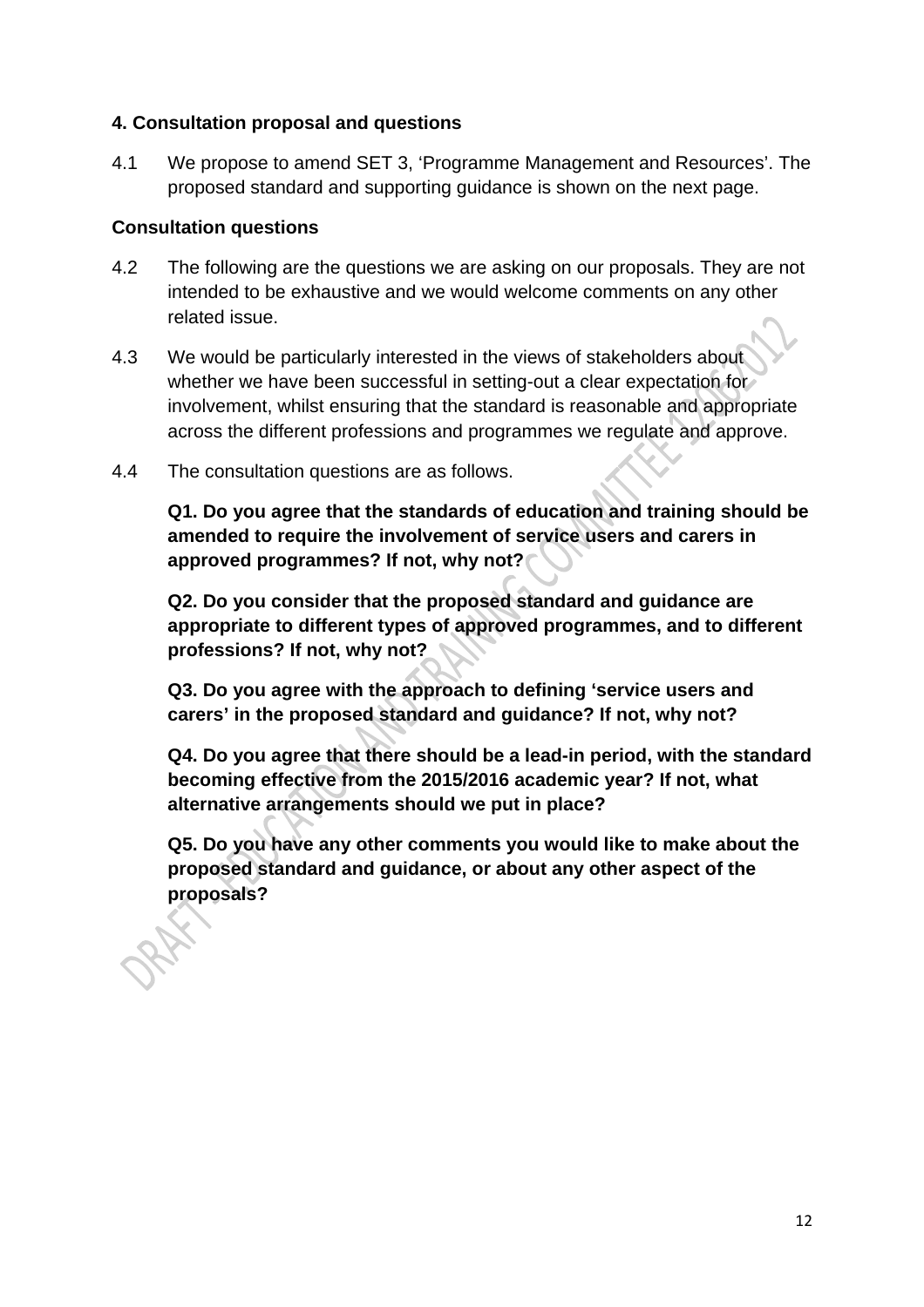**4. Consultation proposal and questions**

4.1 We propose to amend SET 3, ‘Programme Management and Resources’. The proposed standard and supporting guidance is shown on the next page.

**Consultation questions**

4.2 The following are the questions we are asking on our proposals. They are not intended to be exhaustive and we would welcome comments on any other related issue.

4.3 We would be particularly interested in the views of stakeholders about whether we have been successful in setting-out a clear expectation for involvement, whilst ensuring that the standard is reasonable and appropriate across the different professions and programmes we regulate and approve.

4.4 The consultation questions are as follows.

**Q1. Do you agree that the standards of education and training should be amended to require the involvement of service users and carers in approved programmes? If not, why not?**

**Q2. Do you consider that the proposed standard and guidance are appropriate to different types of approved programmes, and to different professions? If not, why not?**

**Q3. Do you agree with the approach to defining ‘service users and carers’ in the proposed standard and guidance? If not, why not?**

**Q4. Do you agree that there should be a lead-in period, with the standard becoming effective from the 2015/2016 academic year? If not, what alternative arrangements should we put in place?**

**Q5. Do you have any other comments you would like to make about the proposed standard and guidance, or about any other aspect of the proposals?**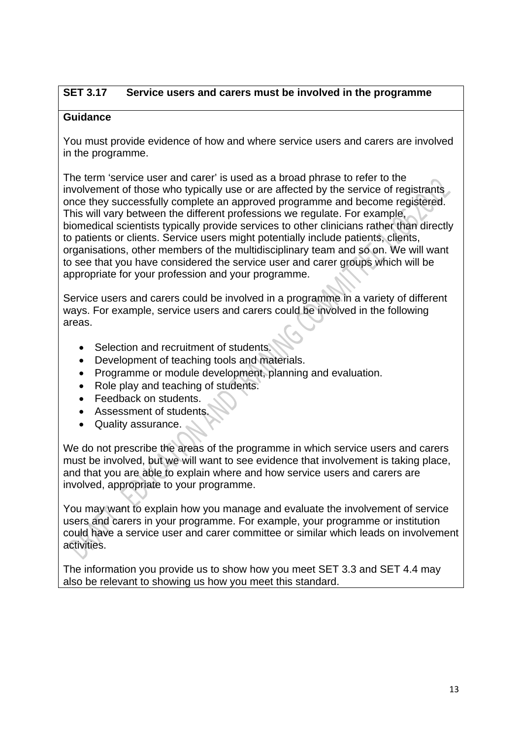**SET 3.17 Service users and carers must be involved in the programme**

**Guidance**

You must provide evidence of how and where service users and carers are involved in the programme.

The term 'service user and carer' is used as a broad phrase to refer to the involvement of those who typically use or are affected by the service of registrants once they successfully complete an approved programme and become registered. This will vary between the different professions we regulate. For example, biomedical scientists typically provide services to other clinicians rather than directly to patients or clients. Service users might potentially include patients, clients, organisations, other members of the multidisciplinary team and so on. We will want to see that you have considered the service user and carer groups which will be appropriate for your profession and your programme.

Service users and carers could be involved in a programme in a variety of different ways. For example, service users and carers could be involved in the following areas.

- Selection and recruitment of students.
- Development of teaching tools and materials.
- Programme or module development, planning and evaluation.
- Role play and teaching of students.
- Feedback on students.
- Assessment of students.
- Quality assurance.

We do not prescribe the areas of the programme in which service users and carers must be involved, but we will want to see evidence that involvement is taking place, and that you are able to explain where and how service users and carers are involved, appropriate to your programme.

You may want to explain how you manage and evaluate the involvement of service users and carers in your programme. For example, your programme or institution could have a service user and carer committee or similar which leads on involvement activities.

The information you provide us to show how you meet SET 3.3 and SET 4.4 may also be relevant to showing us how you meet this standard.